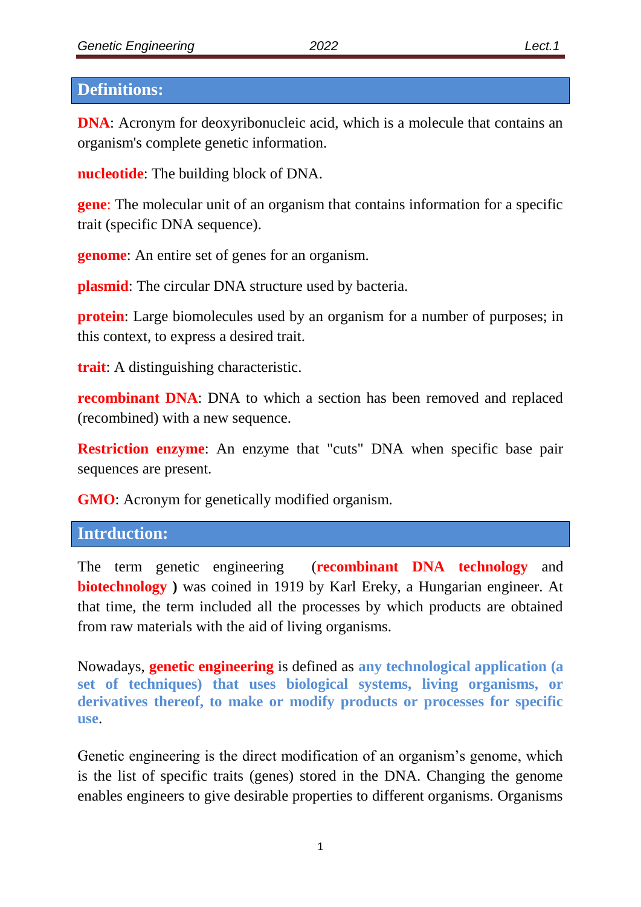## Definitions:

**DNA**: Acronym for deoxyribonucleic acid, which is a molecule that contains an organism's complete genetic information.

**nucleotide**: The building block of DNA.

**gene**: The molecular unit of an organism that contains information for a specific trait (specific DNA sequence).

**genome**: An entire set of genes for an organism.

**plasmid**: The circular DNA structure used by bacteria.

**protein**: Large biomolecules used by an organism for a number of purposes; in this context, to express a desired trait.

**trait**: A distinguishing characteristic.

**recombinant DNA**: DNA to which a section has been removed and replaced (recombined) with a new sequence.

**Restriction enzyme**: An enzyme that "cuts" DNA when specific base pair sequences are present.

**GMO**: Acronym for genetically modified organism.

## Intrduction:

The term genetic engineering (**recombinant DNA technology** and **biotechnology )** was coined in 1919 by Karl Ereky, a Hungarian engineer. At that time, the term included all the processes by which products are obtained from raw materials with the aid of living organisms.

Nowadays, **genetic engineering** is defined as **any technological application (a set of techniques) that uses biological systems, living organisms, or derivatives thereof, to make or modify products or processes for specific use**.

Genetic engineering is the direct modification of an organism's genome, which is the list of specific traits (genes) stored in the DNA. Changing the genome enables engineers to give desirable properties to different organisms. Organisms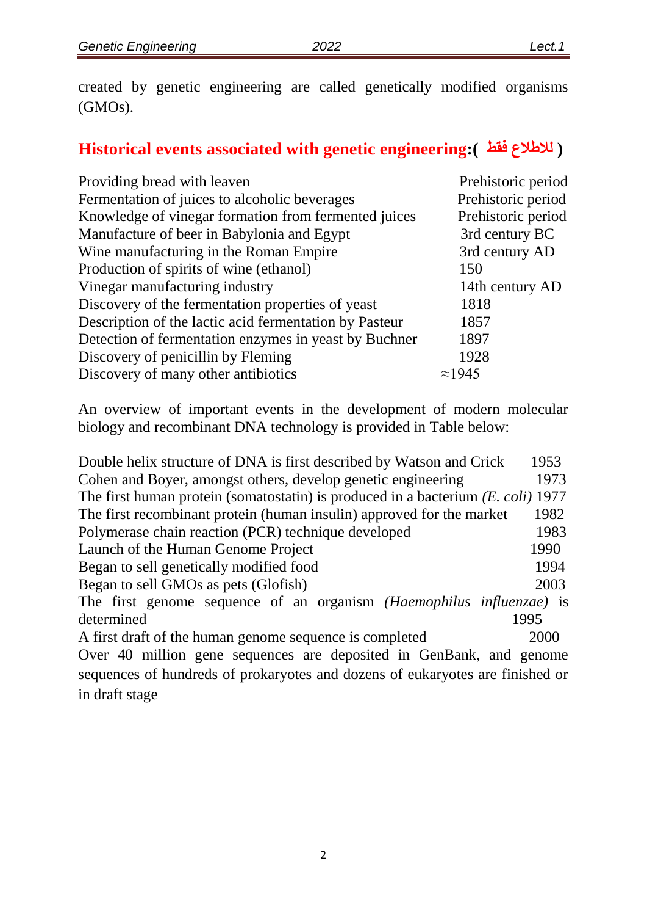created by genetic engineering are called genetically modified organisms (GMOs).

## Historical events associated with genetic engineering:( للاطلاع فقط )

| | |
|---|---|
| Providing bread with leaven | Prehistoric period |
| Fermentation of juices to alcoholic beverages | Prehistoric period |
| Knowledge of vinegar formation from fermented juices | Prehistoric period |
| Manufacture of beer in Babylonia and Egypt | 3rd century BC |
| Wine manufacturing in the Roman Empire | 3rd century AD |
| Production of spirits of wine (ethanol) | 150 |
| Vinegar manufacturing industry | 14th century AD |
| Discovery of the fermentation properties of yeast | 1818 |
| Description of the lactic acid fermentation by Pasteur | 1857 |
| Detection of fermentation enzymes in yeast by Buchner | 1897 |
| Discovery of penicillin by Fleming | 1928 |
| Discovery of many other antibiotics | ≈1945 |

An overview of important events in the development of modern molecular biology and recombinant DNA technology is provided in Table below:

| | |
|---|---|
| Double helix structure of DNA is first described by Watson and Crick | 1953 |
| Cohen and Boyer, amongst others, develop genetic engineering | 1973 |
| The first human protein (somatostatin) is produced in a bacterium *(E. coli)* | 1977 |
| The first recombinant protein (human insulin) approved for the market | 1982 |
| Polymerase chain reaction (PCR) technique developed | 1983 |
| Launch of the Human Genome Project | 1990 |
| Began to sell genetically modified food | 1994 |
| Began to sell GMOs as pets (Glofish) | 2003 |
| The first genome sequence of an organism *(Haemophilus influenzae)* is determined | 1995 |
| A first draft of the human genome sequence is completed | 2000 |
| Over 40 million gene sequences are deposited in GenBank, and genome sequences of hundreds of prokaryotes and dozens of eukaryotes are finished or in draft stage | |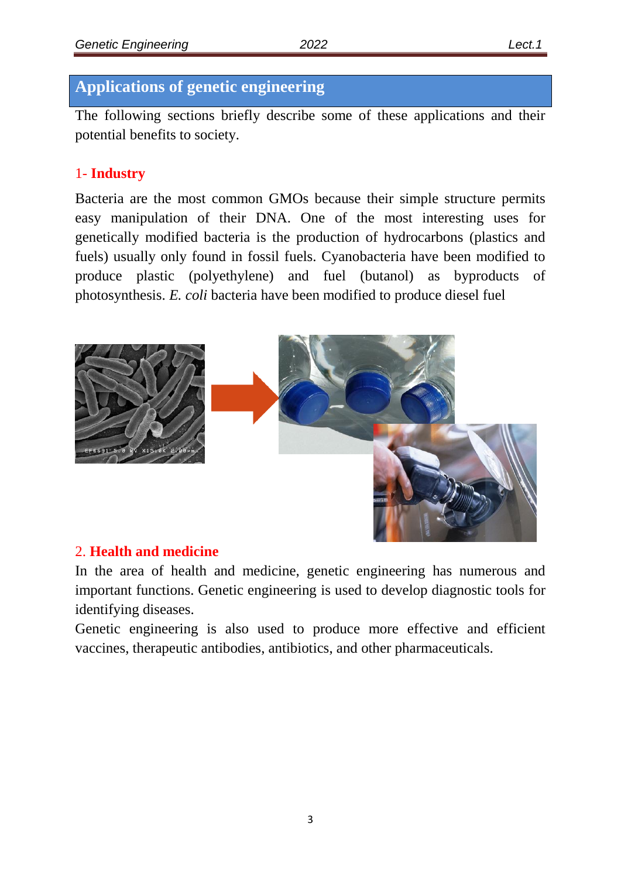## Applications of genetic engineering

The following sections briefly describe some of these applications and their potential benefits to society.

### 1- Industry

Bacteria are the most common GMOs because their simple structure permits easy manipulation of their DNA. One of the most interesting uses for genetically modified bacteria is the production of hydrocarbons (plastics and fuels) usually only found in fossil fuels. Cyanobacteria have been modified to produce plastic (polyethylene) and fuel (butanol) as byproducts of photosynthesis. *E. coli* bacteria have been modified to produce diesel fuel

### 2. Health and medicine

In the area of health and medicine, genetic engineering has numerous and important functions. Genetic engineering is used to develop diagnostic tools for identifying diseases.

Genetic engineering is also used to produce more effective and efficient vaccines, therapeutic antibodies, antibiotics, and other pharmaceuticals.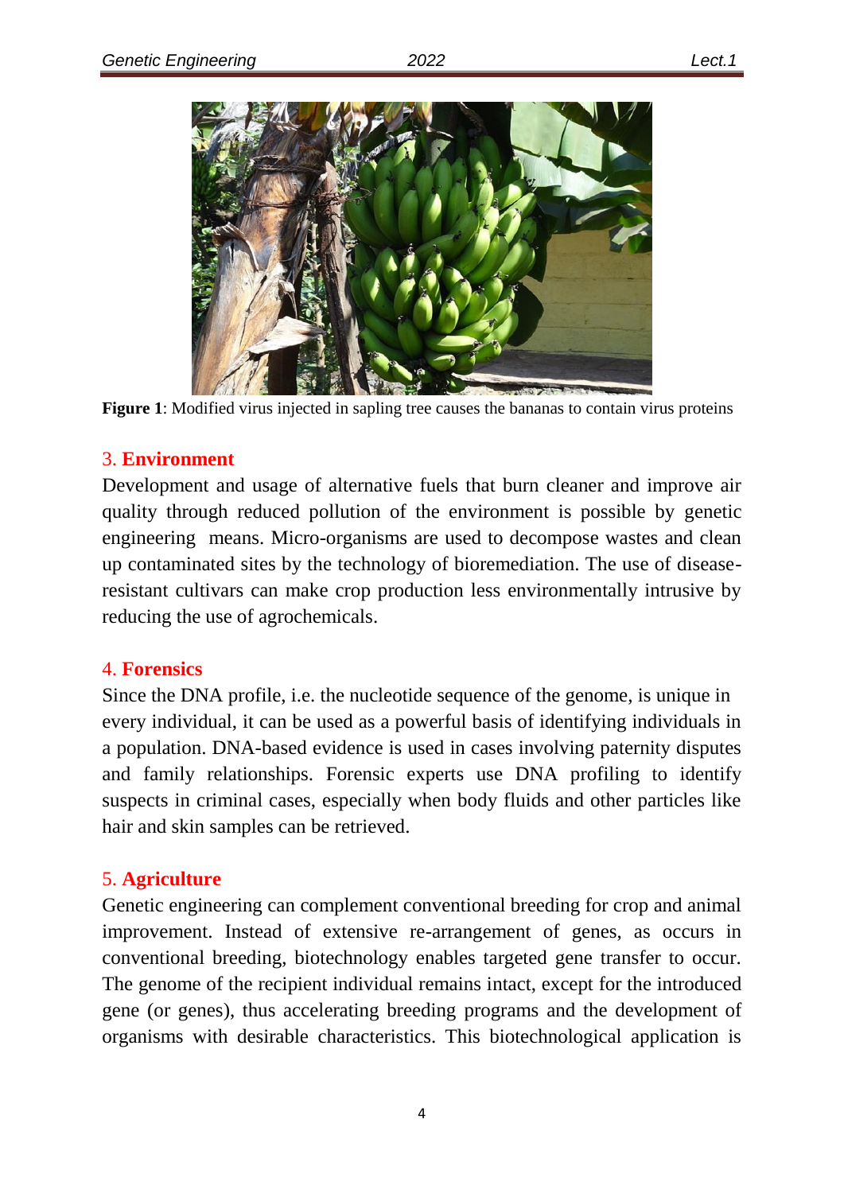**Figure 1**: Modified virus injected in sapling tree causes the bananas to contain virus proteins

### 3. **Environment**

Development and usage of alternative fuels that burn cleaner and improve air quality through reduced pollution of the environment is possible by genetic engineering means. Micro-organisms are used to decompose wastes and clean up contaminated sites by the technology of bioremediation. The use of disease-resistant cultivars can make crop production less environmentally intrusive by reducing the use of agrochemicals.

### 4. **Forensics**

Since the DNA profile, i.e. the nucleotide sequence of the genome, is unique in every individual, it can be used as a powerful basis of identifying individuals in a population. DNA-based evidence is used in cases involving paternity disputes and family relationships. Forensic experts use DNA profiling to identify suspects in criminal cases, especially when body fluids and other particles like hair and skin samples can be retrieved.

### 5. **Agriculture**

Genetic engineering can complement conventional breeding for crop and animal improvement. Instead of extensive re-arrangement of genes, as occurs in conventional breeding, biotechnology enables targeted gene transfer to occur. The genome of the recipient individual remains intact, except for the introduced gene (or genes), thus accelerating breeding programs and the development of organisms with desirable characteristics. This biotechnological application is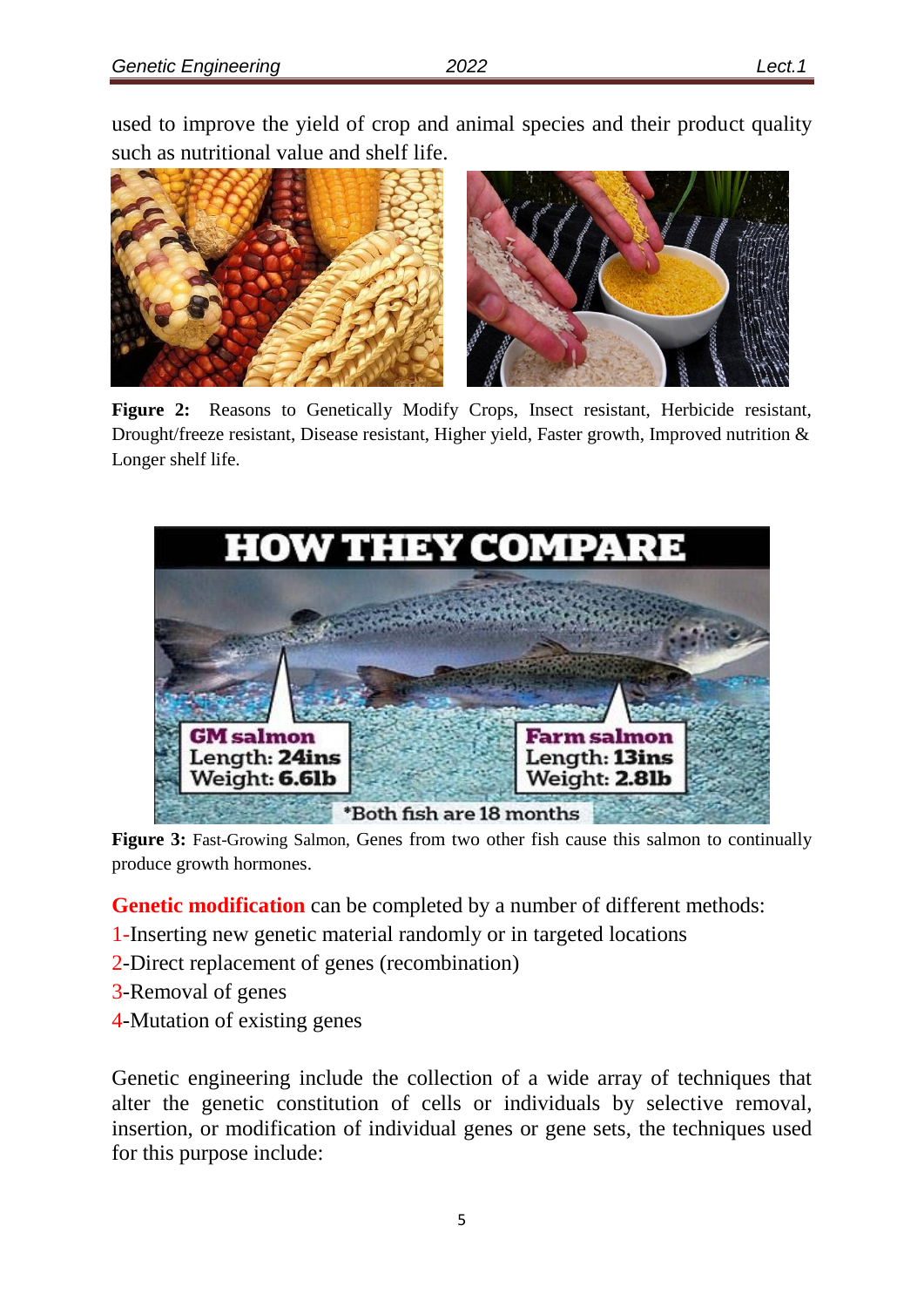used to improve the yield of crop and animal species and their product quality such as nutritional value and shelf life.

**Figure 2:** Reasons to Genetically Modify Crops, Insect resistant, Herbicide resistant, Drought/freeze resistant, Disease resistant, Higher yield, Faster growth, Improved nutrition & Longer shelf life.

**Figure 3:** Fast-Growing Salmon, Genes from two other fish cause this salmon to continually produce growth hormones.

**Genetic modification** can be completed by a number of different methods:

1-Inserting new genetic material randomly or in targeted locations

2-Direct replacement of genes (recombination)

3-Removal of genes

4-Mutation of existing genes

Genetic engineering include the collection of a wide array of techniques that alter the genetic constitution of cells or individuals by selective removal, insertion, or modification of individual genes or gene sets, the techniques used for this purpose include: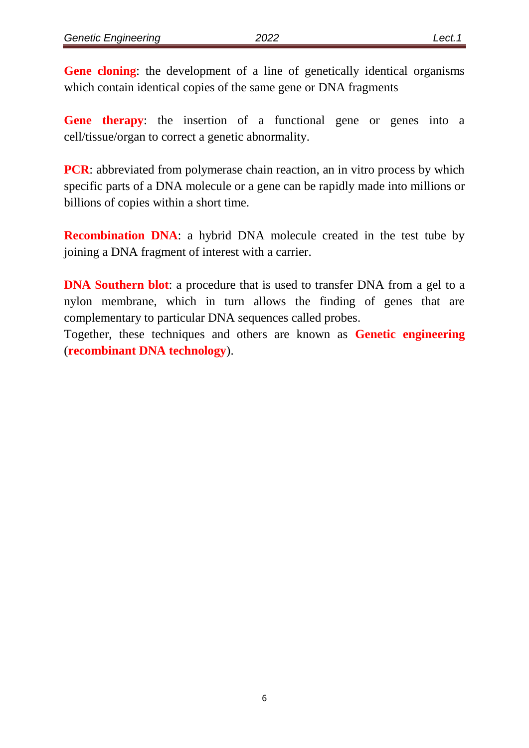**Gene cloning**: the development of a line of genetically identical organisms which contain identical copies of the same gene or DNA fragments

**Gene therapy**: the insertion of a functional gene or genes into a cell/tissue/organ to correct a genetic abnormality.

**PCR**: abbreviated from polymerase chain reaction, an in vitro process by which specific parts of a DNA molecule or a gene can be rapidly made into millions or billions of copies within a short time.

**Recombination DNA**: a hybrid DNA molecule created in the test tube by joining a DNA fragment of interest with a carrier.

**DNA Southern blot**: a procedure that is used to transfer DNA from a gel to a nylon membrane, which in turn allows the finding of genes that are complementary to particular DNA sequences called probes.
Together, these techniques and others are known as **Genetic engineering** (**recombinant DNA technology**).